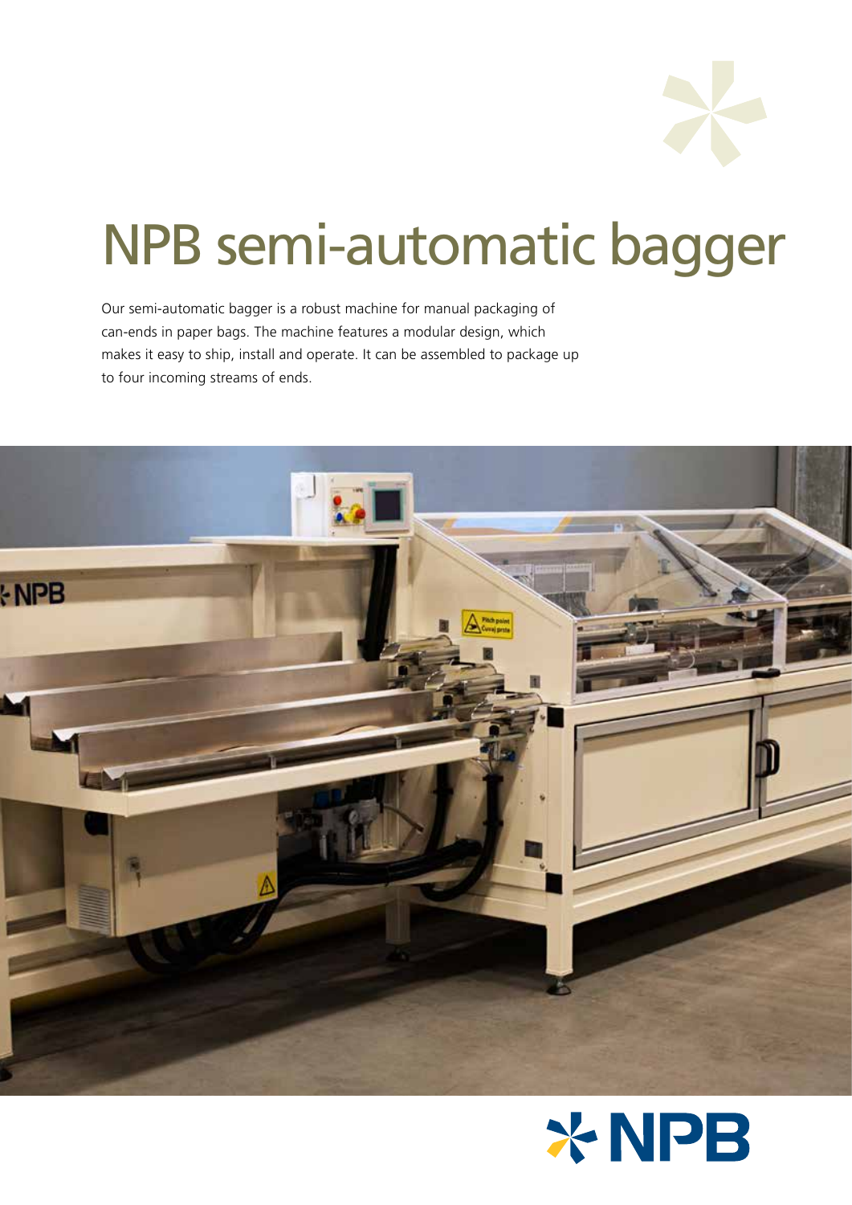# NPB semi-automatic bagger

Our semi-automatic bagger is a robust machine for manual packaging of can-ends in paper bags. The machine features a modular design, which makes it easy to ship, install and operate. It can be assembled to package up to four incoming streams of ends.

NPB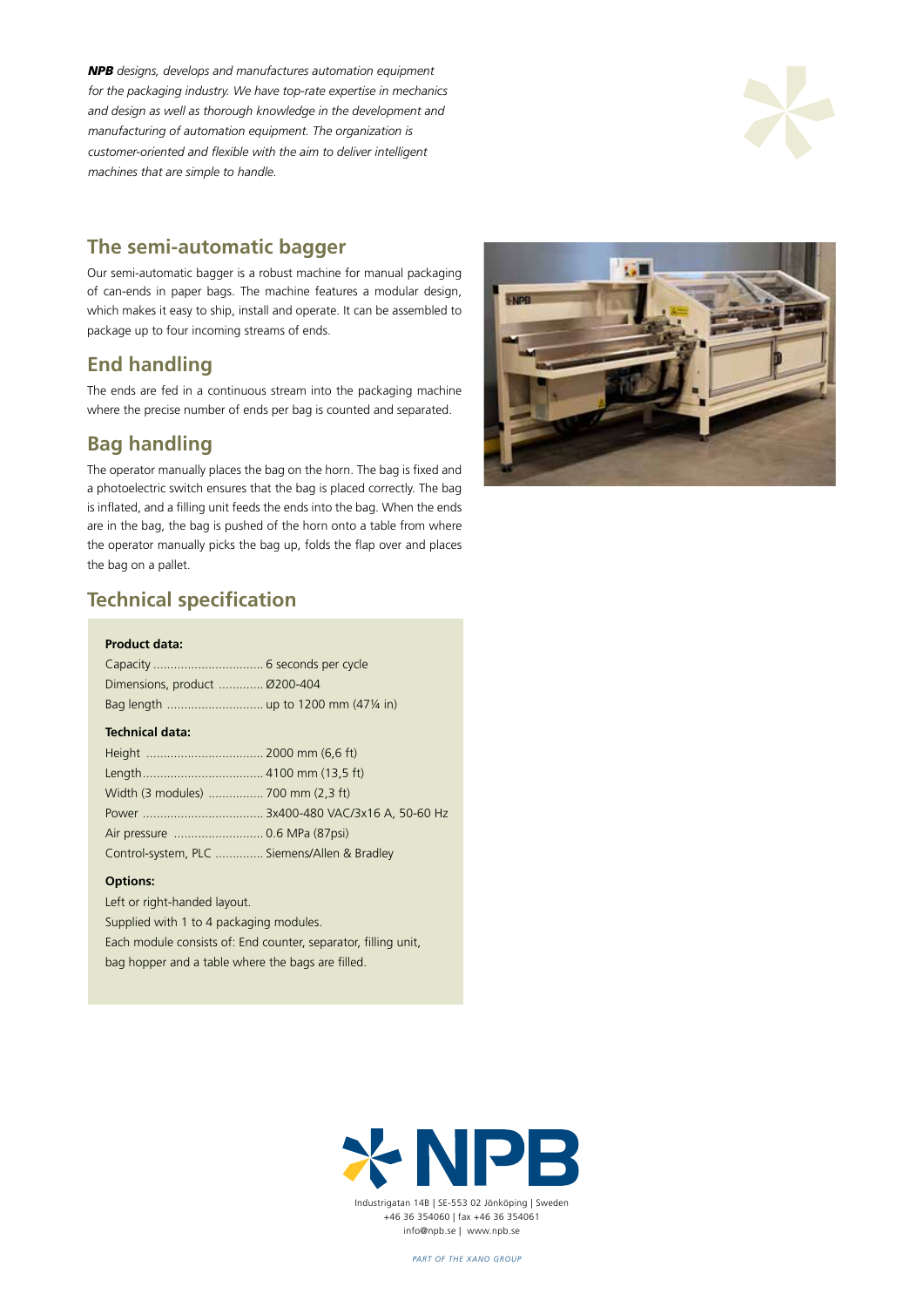***NPB** designs, develops and manufactures automation equipment for the packaging industry. We have top-rate expertise in mechanics and design as well as thorough knowledge in the development and manufacturing of automation equipment. The organization is customer-oriented and flexible with the aim to deliver intelligent machines that are simple to handle.*

## The semi-automatic bagger

Our semi-automatic bagger is a robust machine for manual packaging of can-ends in paper bags. The machine features a modular design, which makes it easy to ship, install and operate. It can be assembled to package up to four incoming streams of ends.

## End handling

The ends are fed in a continuous stream into the packaging machine where the precise number of ends per bag is counted and separated.

## Bag handling

The operator manually places the bag on the horn. The bag is fixed and a photoelectric switch ensures that the bag is placed correctly. The bag is inflated, and a filling unit feeds the ends into the bag. When the ends are in the bag, the bag is pushed of the horn onto a table from where the operator manually picks the bag up, folds the flap over and places the bag on a pallet.

## Technical specification

**Product data:**

| | |
|---|---|
| Capacity | 6 seconds per cycle |
| Dimensions, product | Ø200-404 |
| Bag length | up to 1200 mm (47¼ in) |

**Technical data:**

| | |
|---|---|
| Height | 2000 mm (6,6 ft) |
| Length | 4100 mm (13,5 ft) |
| Width (3 modules) | 700 mm (2,3 ft) |
| Power | 3x400-480 VAC/3x16 A, 50-60 Hz |
| Air pressure | 0.6 MPa (87psi) |
| Control-system, PLC | Siemens/Allen & Bradley |

**Options:**

Left or right-handed layout.
Supplied with 1 to 4 packaging modules.
Each module consists of: End counter, separator, filling unit, bag hopper and a table where the bags are filled.

NPB

Industrigatan 14B | SE-553 02 Jönköping | Sweden
+46 36 354060 | fax +46 36 354061
info@npb.se | www.npb.se

*PART OF THE XANO GROUP*